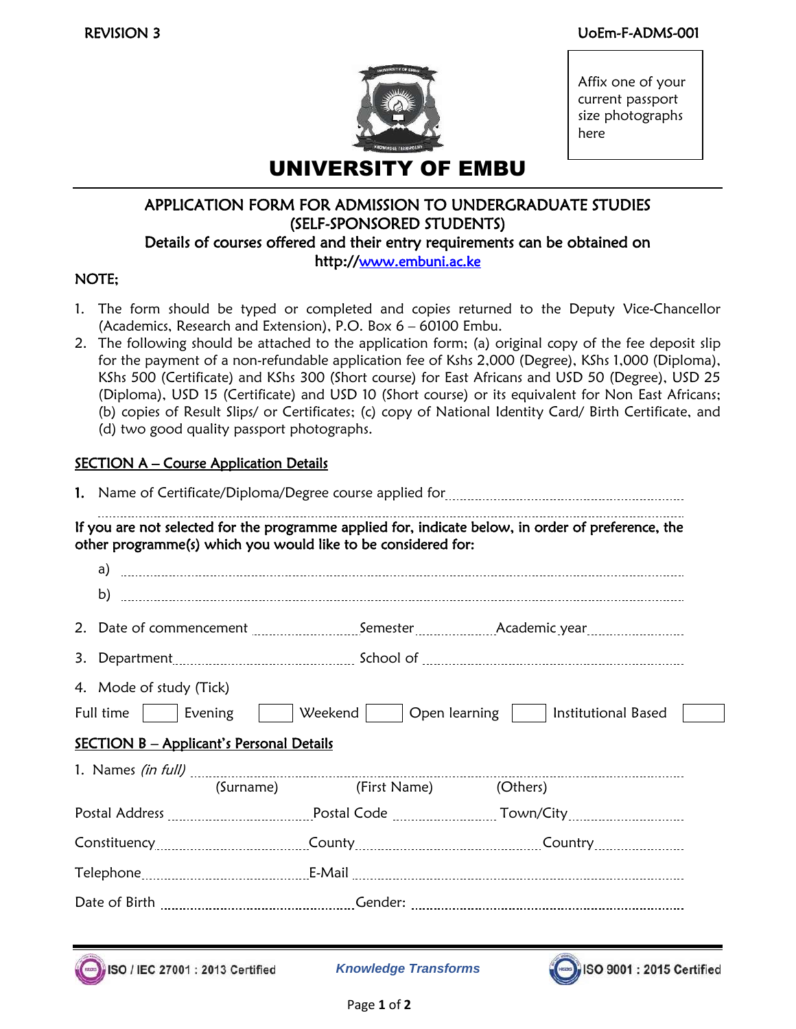REVISION 3 UoEm-F-ADMS-001

Affix one of your current passport size photographs here

# UNIVERSITY OF EMBU

## APPLICATION FORM FOR ADMISSION TO UNDERGRADUATE STUDIES (SELF-SPONSORED STUDENTS)

Details of courses offered and their entry requirements can be obtained on http://www.embuni.ac.ke

NOTE;

1. The form should be typed or completed and copies returned to the Deputy Vice-Chancellor (Academics, Research and Extension), P.O. Box 6 – 60100 Embu.
2. The following should be attached to the application form; (a) original copy of the fee deposit slip for the payment of a non-refundable application fee of Kshs 2,000 (Degree), KShs 1,000 (Diploma), KShs 500 (Certificate) and KShs 300 (Short course) for East Africans and USD 50 (Degree), USD 25 (Diploma), USD 15 (Certificate) and USD 10 (Short course) or its equivalent for Non East Africans; (b) copies of Result Slips/ or Certificates; (c) copy of National Identity Card/ Birth Certificate, and (d) two good quality passport photographs.

### SECTION A – Course Application Details

1. Name of Certificate/Diploma/Degree course applied for ..........................................................

..........................................................................................................................................

**If you are not selected for the programme applied for, indicate below, in order of preference, the other programme(s) which you would like to be considered for:**

a) ..........................................................................................................................................

b) ..........................................................................................................................................

2. Date of commencement ........................ Semester ................. Academic year ......................

3. Department ........................................ School of ....................................................................

4. Mode of study (Tick)

Full time ☐ Evening ☐ Weekend ☐ Open learning ☐ Institutional Based ☐

### SECTION B – Applicant's Personal Details

1. Names *(in full)* ..........................................................................................................
(Surname) (First Name) (Others)

Postal Address ............................ Postal Code ...................... Town/City ......................

Constituency ............................ County .......................................... Country ......................

Telephone ............................ E-Mail ..........................................................................

Date of Birth ...................................... Gender: ..........................................................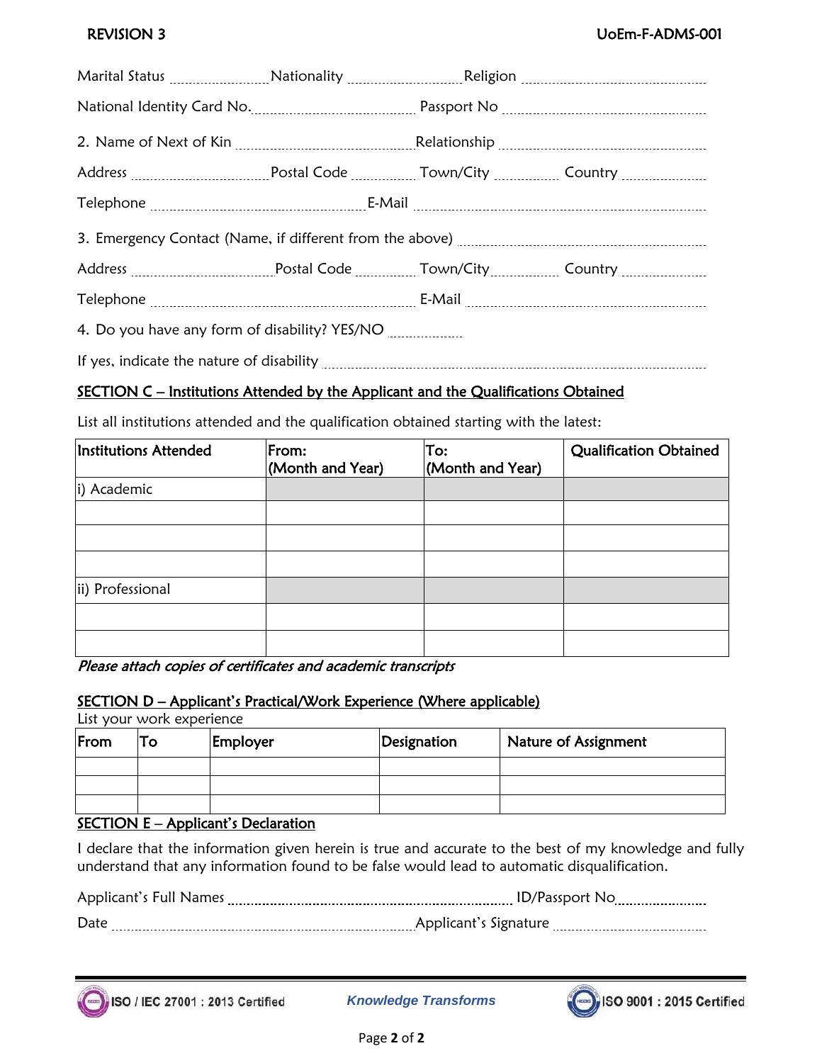Marital Status ..................... Nationality ..................... Religion .....................

National Identity Card No. ..................... Passport No .....................

2. Name of Next of Kin ..................... Relationship .....................

Address ..................... Postal Code ............ Town/City ............ Country ............

Telephone ..................... E-Mail .....................

3. Emergency Contact (Name, if different from the above) .....................

Address ..................... Postal Code ............ Town/City ............ Country ............

Telephone ..................... E-Mail .....................

4. Do you have any form of disability? YES/NO ............

If yes, indicate the nature of disability .....................

## SECTION C – Institutions Attended by the Applicant and the Qualifications Obtained

List all institutions attended and the qualification obtained starting with the latest:

| Institutions Attended | From: (Month and Year) | To: (Month and Year) | Qualification Obtained |
|---|---|---|---|
| i) Academic | | | |
| | | | |
| | | | |
| | | | |
| ii) Professional | | | |
| | | | |
| | | | |

*Please attach copies of certificates and academic transcripts*

## SECTION D – Applicant's Practical/Work Experience (Where applicable)

List your work experience

| From | To | Employer | Designation | Nature of Assignment |
|---|---|---|---|---|
| | | | | |
| | | | | |
| | | | | |

## SECTION E – Applicant's Declaration

I declare that the information given herein is true and accurate to the best of my knowledge and fully understand that any information found to be false would lead to automatic disqualification.

Applicant's Full Names ..................... ID/Passport No .....................

Date ..................... Applicant's Signature .....................